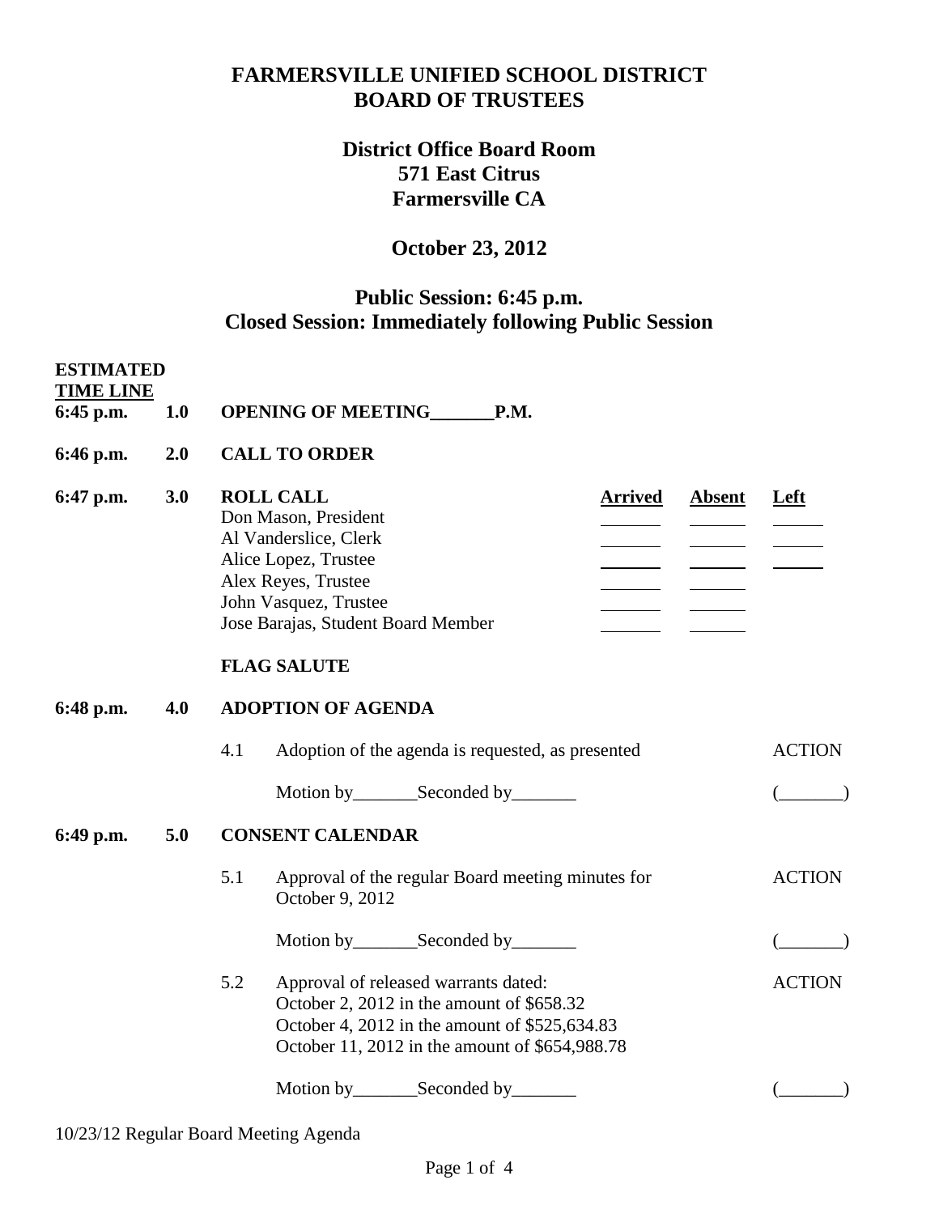# FARMERSVILLE UNIFIED SCHOOL DISTRICT
# BOARD OF TRUSTEES

## District Office Board Room
## 571 East Citrus
## Farmersville CA

## October 23, 2012

## Public Session: 6:45 p.m.
## Closed Session: Immediately following Public Session

**ESTIMATED TIME LINE**

**6:45 p.m. 1.0 OPENING OF MEETING_______P.M.**

**6:46 p.m. 2.0 CALL TO ORDER**

**6:47 p.m. 3.0 ROLL CALL**

| | Arrived | Absent | Left |
|---|---|---|---|
| Don Mason, President | _______ | _______ | ______ |
| Al Vanderslice, Clerk | _______ | _______ | ______ |
| Alice Lopez, Trustee | _______ | _______ | ______ |
| Alex Reyes, Trustee | _______ | _______ | |
| John Vasquez, Trustee | _______ | _______ | |
| Jose Barajas, Student Board Member | _______ | _______ | |

**FLAG SALUTE**

**6:48 p.m. 4.0 ADOPTION OF AGENDA**

4.1 Adoption of the agenda is requested, as presented — ACTION

Motion by_______Seconded by_______ (_______)

**6:49 p.m. 5.0 CONSENT CALENDAR**

5.1 Approval of the regular Board meeting minutes for October 9, 2012 — ACTION

Motion by_______Seconded by_______ (_______)

5.2 Approval of released warrants dated: — ACTION
October 2, 2012 in the amount of $658.32
October 4, 2012 in the amount of $525,634.83
October 11, 2012 in the amount of $654,988.78

Motion by_______Seconded by_______ (_______)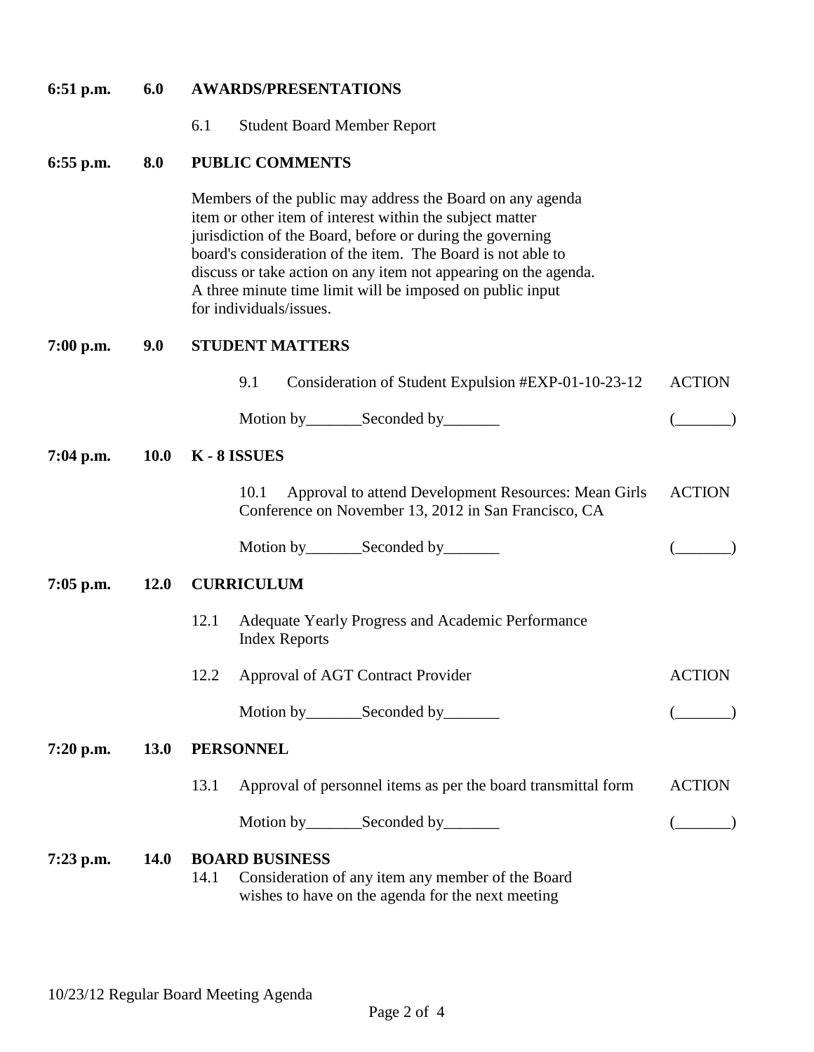**6:51 p.m.** **6.0** **AWARDS/PRESENTATIONS**

6.1 Student Board Member Report

**6:55 p.m.** **8.0** **PUBLIC COMMENTS**

Members of the public may address the Board on any agenda item or other item of interest within the subject matter jurisdiction of the Board, before or during the governing board's consideration of the item. The Board is not able to discuss or take action on any item not appearing on the agenda. A three minute time limit will be imposed on public input for individuals/issues.

**7:00 p.m.** **9.0** **STUDENT MATTERS**

9.1 Consideration of Student Expulsion #EXP-01-10-23-12 — ACTION

Motion by_______Seconded by_______ (_______)

**7:04 p.m.** **10.0** **K - 8 ISSUES**

10.1 Approval to attend Development Resources: Mean Girls Conference on November 13, 2012 in San Francisco, CA — ACTION

Motion by_______Seconded by_______ (_______)

**7:05 p.m.** **12.0** **CURRICULUM**

12.1 Adequate Yearly Progress and Academic Performance Index Reports

12.2 Approval of AGT Contract Provider — ACTION

Motion by_______Seconded by_______ (_______)

**7:20 p.m.** **13.0** **PERSONNEL**

13.1 Approval of personnel items as per the board transmittal form — ACTION

Motion by_______Seconded by_______ (_______)

**7:23 p.m.** **14.0** **BOARD BUSINESS**

14.1 Consideration of any item any member of the Board wishes to have on the agenda for the next meeting

10/23/12 Regular Board Meeting Agenda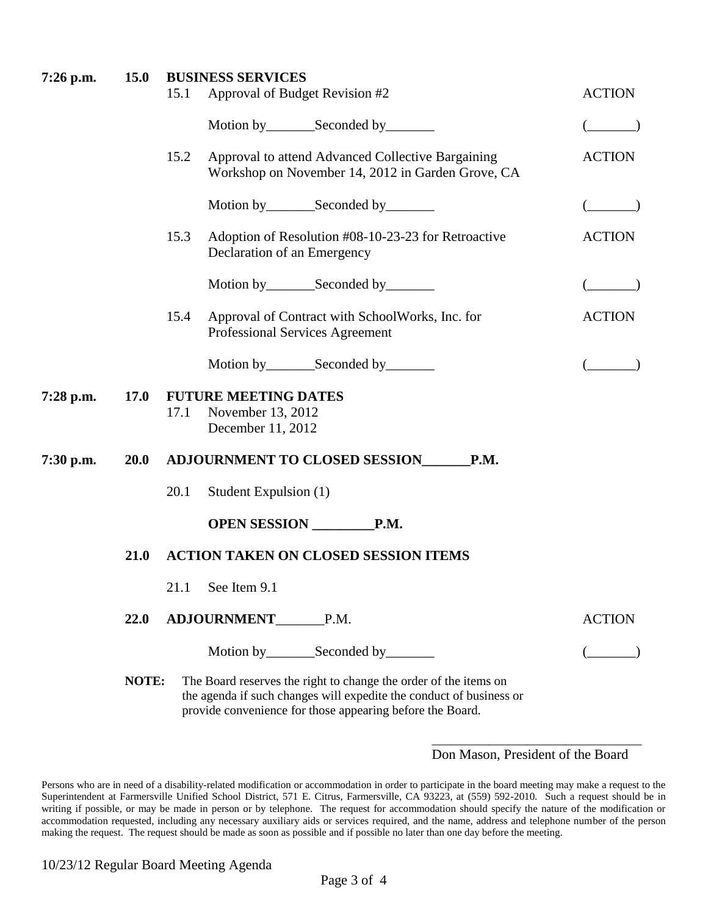**7:26 p.m. 15.0 BUSINESS SERVICES**

15.1 Approval of Budget Revision #2 — ACTION

Motion by_______Seconded by_______ (_______)

15.2 Approval to attend Advanced Collective Bargaining Workshop on November 14, 2012 in Garden Grove, CA — ACTION

Motion by_______Seconded by_______ (_______)

15.3 Adoption of Resolution #08-10-23-23 for Retroactive Declaration of an Emergency — ACTION

Motion by_______Seconded by_______ (_______)

15.4 Approval of Contract with SchoolWorks, Inc. for Professional Services Agreement — ACTION

Motion by_______Seconded by_______ (_______)

**7:28 p.m. 17.0 FUTURE MEETING DATES**

17.1 November 13, 2012
December 11, 2012

**7:30 p.m. 20.0 ADJOURNMENT TO CLOSED SESSION_______P.M.**

20.1 Student Expulsion (1)

**OPEN SESSION _________P.M.**

**21.0 ACTION TAKEN ON CLOSED SESSION ITEMS**

21.1 See Item 9.1

**22.0 ADJOURNMENT**_______P.M. — ACTION

Motion by_______Seconded by_______ (_______)

**NOTE:** The Board reserves the right to change the order of the items on the agenda if such changes will expedite the conduct of business or provide convenience for those appearing before the Board.

_______________________________
Don Mason, President of the Board

Persons who are in need of a disability-related modification or accommodation in order to participate in the board meeting may make a request to the Superintendent at Farmersville Unified School District, 571 E. Citrus, Farmersville, CA 93223, at (559) 592-2010. Such a request should be in writing if possible, or may be made in person or by telephone. The request for accommodation should specify the nature of the modification or accommodation requested, including any necessary auxiliary aids or services required, and the name, address and telephone number of the person making the request. The request should be made as soon as possible and if possible no later than one day before the meeting.

10/23/12 Regular Board Meeting Agenda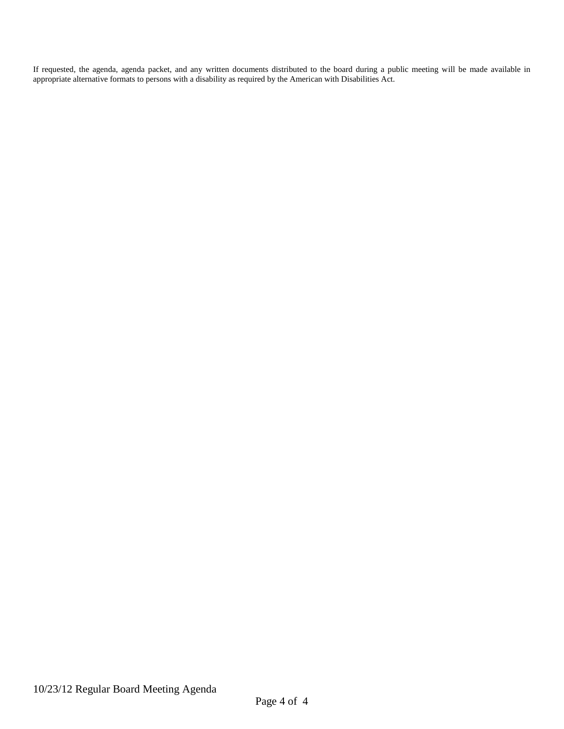If requested, the agenda, agenda packet, and any written documents distributed to the board during a public meeting will be made available in appropriate alternative formats to persons with a disability as required by the American with Disabilities Act.